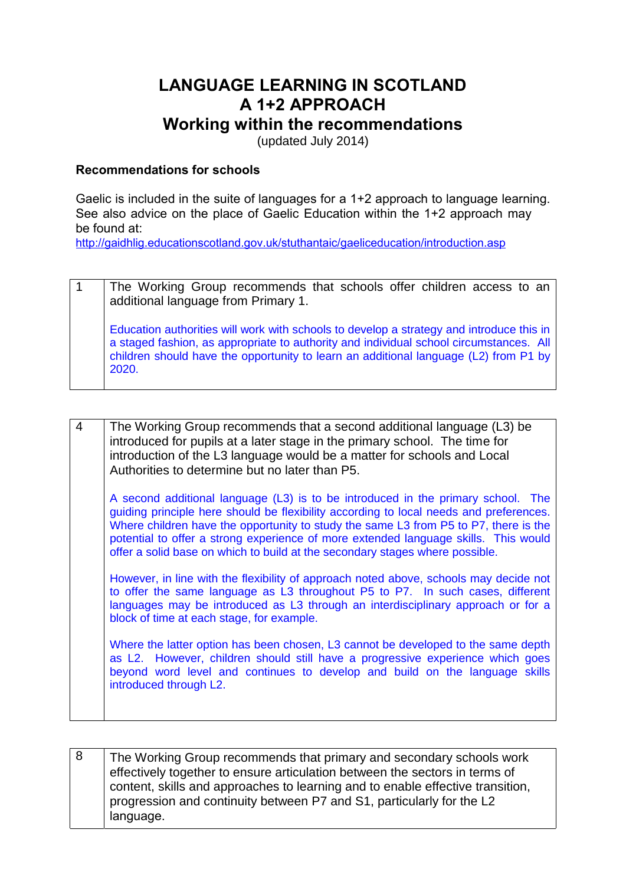# LANGUAGE LEARNING IN SCOTLAND
# A 1+2 APPROACH
## Working within the recommendations

(updated July 2014)

### Recommendations for schools

Gaelic is included in the suite of languages for a 1+2 approach to language learning. See also advice on the place of Gaelic Education within the 1+2 approach may be found at:
http://gaidhlig.educationscotland.gov.uk/stuthantaic/gaeliceducation/introduction.asp

| | |
|---|---|
| 1 | The Working Group recommends that schools offer children access to an additional language from Primary 1.<br><br>Education authorities will work with schools to develop a strategy and introduce this in a staged fashion, as appropriate to authority and individual school circumstances. All children should have the opportunity to learn an additional language (L2) from P1 by 2020. |

| | |
|---|---|
| 4 | The Working Group recommends that a second additional language (L3) be introduced for pupils at a later stage in the primary school. The time for introduction of the L3 language would be a matter for schools and Local Authorities to determine but no later than P5.<br><br>A second additional language (L3) is to be introduced in the primary school. The guiding principle here should be flexibility according to local needs and preferences. Where children have the opportunity to study the same L3 from P5 to P7, there is the potential to offer a strong experience of more extended language skills. This would offer a solid base on which to build at the secondary stages where possible.<br><br>However, in line with the flexibility of approach noted above, schools may decide not to offer the same language as L3 throughout P5 to P7. In such cases, different languages may be introduced as L3 through an interdisciplinary approach or for a block of time at each stage, for example.<br><br>Where the latter option has been chosen, L3 cannot be developed to the same depth as L2. However, children should still have a progressive experience which goes beyond word level and continues to develop and build on the language skills introduced through L2. |

| | |
|---|---|
| 8 | The Working Group recommends that primary and secondary schools work effectively together to ensure articulation between the sectors in terms of content, skills and approaches to learning and to enable effective transition, progression and continuity between P7 and S1, particularly for the L2 language. |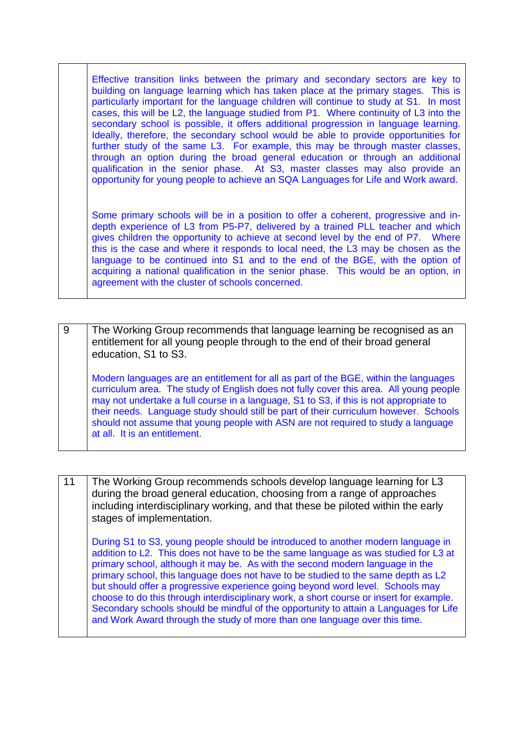| | |
|---|---|
| | Effective transition links between the primary and secondary sectors are key to building on language learning which has taken place at the primary stages. This is particularly important for the language children will continue to study at S1. In most cases, this will be L2, the language studied from P1. Where continuity of L3 into the secondary school is possible, it offers additional progression in language learning. Ideally, therefore, the secondary school would be able to provide opportunities for further study of the same L3. For example, this may be through master classes, through an option during the broad general education or through an additional qualification in the senior phase. At S3, master classes may also provide an opportunity for young people to achieve an SQA Languages for Life and Work award.<br><br>Some primary schools will be in a position to offer a coherent, progressive and in-depth experience of L3 from P5-P7, delivered by a trained PLL teacher and which gives children the opportunity to achieve at second level by the end of P7. Where this is the case and where it responds to local need, the L3 may be chosen as the language to be continued into S1 and to the end of the BGE, with the option of acquiring a national qualification in the senior phase. This would be an option, in agreement with the cluster of schools concerned. |

| | |
|---|---|
| 9 | The Working Group recommends that language learning be recognised as an entitlement for all young people through to the end of their broad general education, S1 to S3.<br><br>Modern languages are an entitlement for all as part of the BGE, within the languages curriculum area. The study of English does not fully cover this area. All young people may not undertake a full course in a language, S1 to S3, if this is not appropriate to their needs. Language study should still be part of their curriculum however. Schools should not assume that young people with ASN are not required to study a language at all. It is an entitlement. |

| | |
|---|---|
| 11 | The Working Group recommends schools develop language learning for L3 during the broad general education, choosing from a range of approaches including interdisciplinary working, and that these be piloted within the early stages of implementation.<br><br>During S1 to S3, young people should be introduced to another modern language in addition to L2. This does not have to be the same language as was studied for L3 at primary school, although it may be. As with the second modern language in the primary school, this language does not have to be studied to the same depth as L2 but should offer a progressive experience going beyond word level. Schools may choose to do this through interdisciplinary work, a short course or insert for example. Secondary schools should be mindful of the opportunity to attain a Languages for Life and Work Award through the study of more than one language over this time. |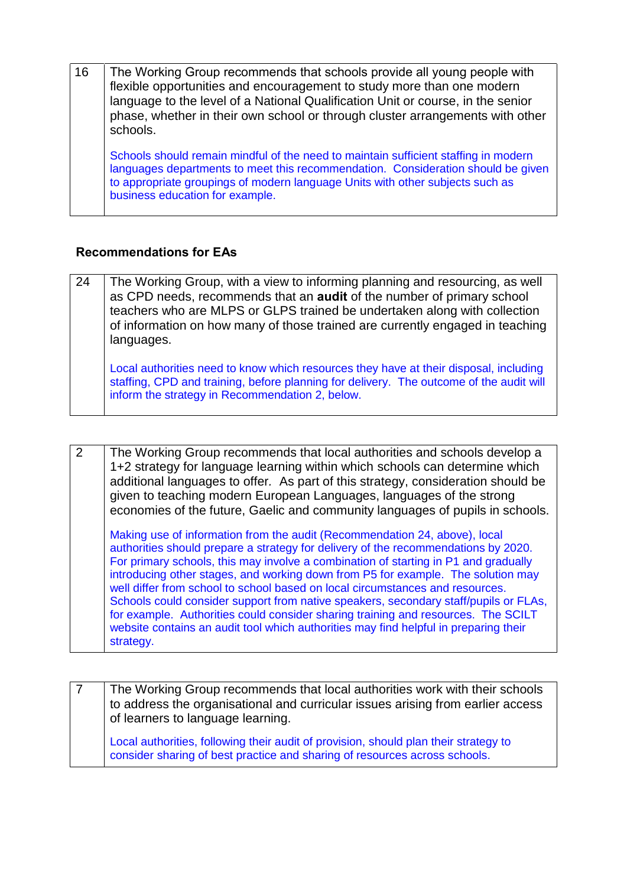| 16 | The Working Group recommends that schools provide all young people with flexible opportunities and encouragement to study more than one modern language to the level of a National Qualification Unit or course, in the senior phase, whether in their own school or through cluster arrangements with other schools.<br><br>Schools should remain mindful of the need to maintain sufficient staffing in modern languages departments to meet this recommendation. Consideration should be given to appropriate groupings of modern language Units with other subjects such as business education for example. |
|---|---|

### Recommendations for EAs

| 24 | The Working Group, with a view to informing planning and resourcing, as well as CPD needs, recommends that an **audit** of the number of primary school teachers who are MLPS or GLPS trained be undertaken along with collection of information on how many of those trained are currently engaged in teaching languages.<br><br>Local authorities need to know which resources they have at their disposal, including staffing, CPD and training, before planning for delivery. The outcome of the audit will inform the strategy in Recommendation 2, below. |
|---|---|

| 2 | The Working Group recommends that local authorities and schools develop a 1+2 strategy for language learning within which schools can determine which additional languages to offer. As part of this strategy, consideration should be given to teaching modern European Languages, languages of the strong economies of the future, Gaelic and community languages of pupils in schools.<br><br>Making use of information from the audit (Recommendation 24, above), local authorities should prepare a strategy for delivery of the recommendations by 2020. For primary schools, this may involve a combination of starting in P1 and gradually introducing other stages, and working down from P5 for example. The solution may well differ from school to school based on local circumstances and resources. Schools could consider support from native speakers, secondary staff/pupils or FLAs, for example. Authorities could consider sharing training and resources. The SCILT website contains an audit tool which authorities may find helpful in preparing their strategy. |
|---|---|

| 7 | The Working Group recommends that local authorities work with their schools to address the organisational and curricular issues arising from earlier access of learners to language learning.<br><br>Local authorities, following their audit of provision, should plan their strategy to consider sharing of best practice and sharing of resources across schools. |
|---|---|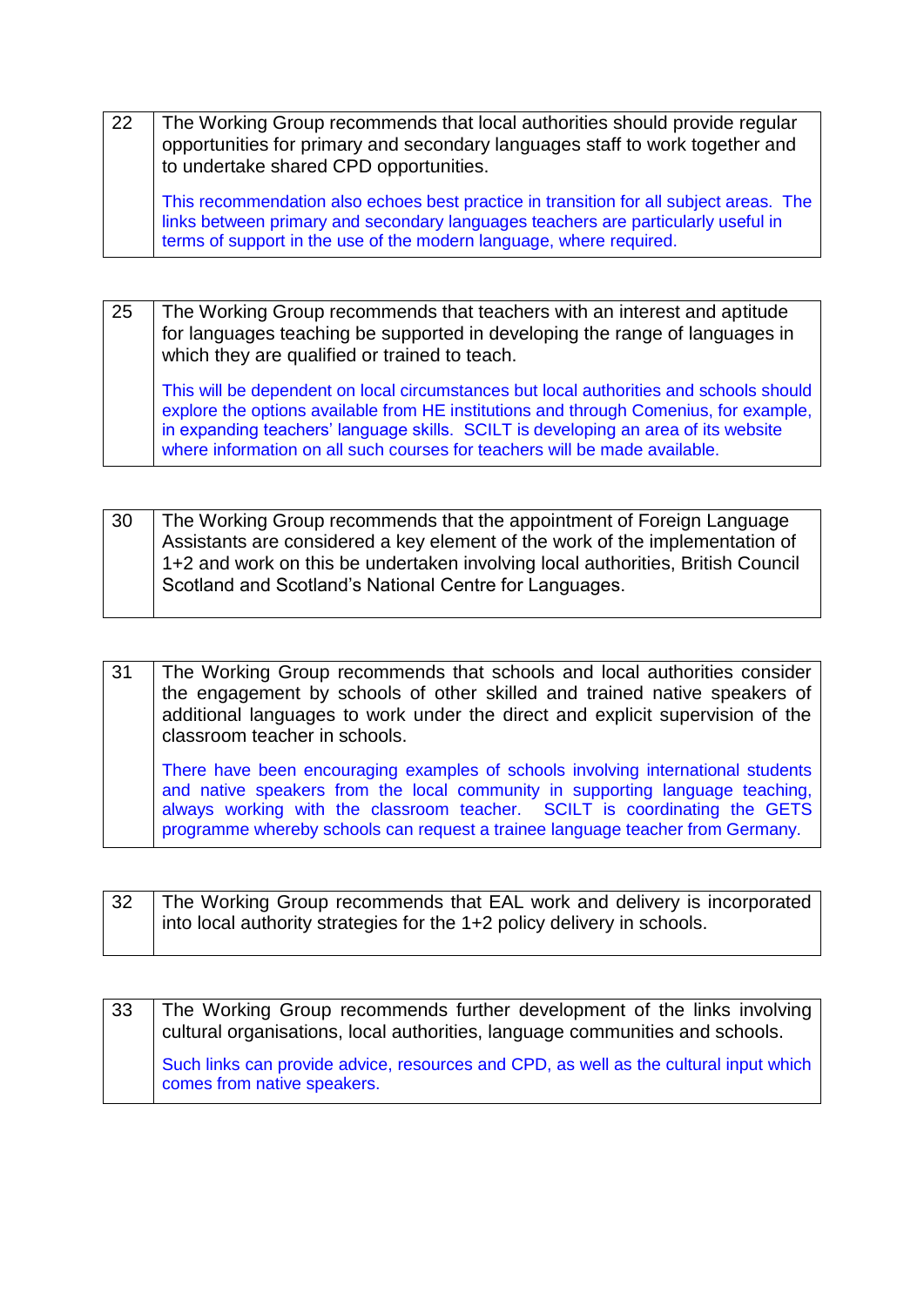| 22 | The Working Group recommends that local authorities should provide regular opportunities for primary and secondary languages staff to work together and to undertake shared CPD opportunities.<br><br>This recommendation also echoes best practice in transition for all subject areas. The links between primary and secondary languages teachers are particularly useful in terms of support in the use of the modern language, where required. |
|---|---|

| 25 | The Working Group recommends that teachers with an interest and aptitude for languages teaching be supported in developing the range of languages in which they are qualified or trained to teach.<br><br>This will be dependent on local circumstances but local authorities and schools should explore the options available from HE institutions and through Comenius, for example, in expanding teachers' language skills. SCILT is developing an area of its website where information on all such courses for teachers will be made available. |
|---|---|

| 30 | The Working Group recommends that the appointment of Foreign Language Assistants are considered a key element of the work of the implementation of 1+2 and work on this be undertaken involving local authorities, British Council Scotland and Scotland's National Centre for Languages. |
|---|---|

| 31 | The Working Group recommends that schools and local authorities consider the engagement by schools of other skilled and trained native speakers of additional languages to work under the direct and explicit supervision of the classroom teacher in schools.<br><br>There have been encouraging examples of schools involving international students and native speakers from the local community in supporting language teaching, always working with the classroom teacher. SCILT is coordinating the GETS programme whereby schools can request a trainee language teacher from Germany. |
|---|---|

| 32 | The Working Group recommends that EAL work and delivery is incorporated into local authority strategies for the 1+2 policy delivery in schools. |
|---|---|

| 33 | The Working Group recommends further development of the links involving cultural organisations, local authorities, language communities and schools.<br><br>Such links can provide advice, resources and CPD, as well as the cultural input which comes from native speakers. |
|---|---|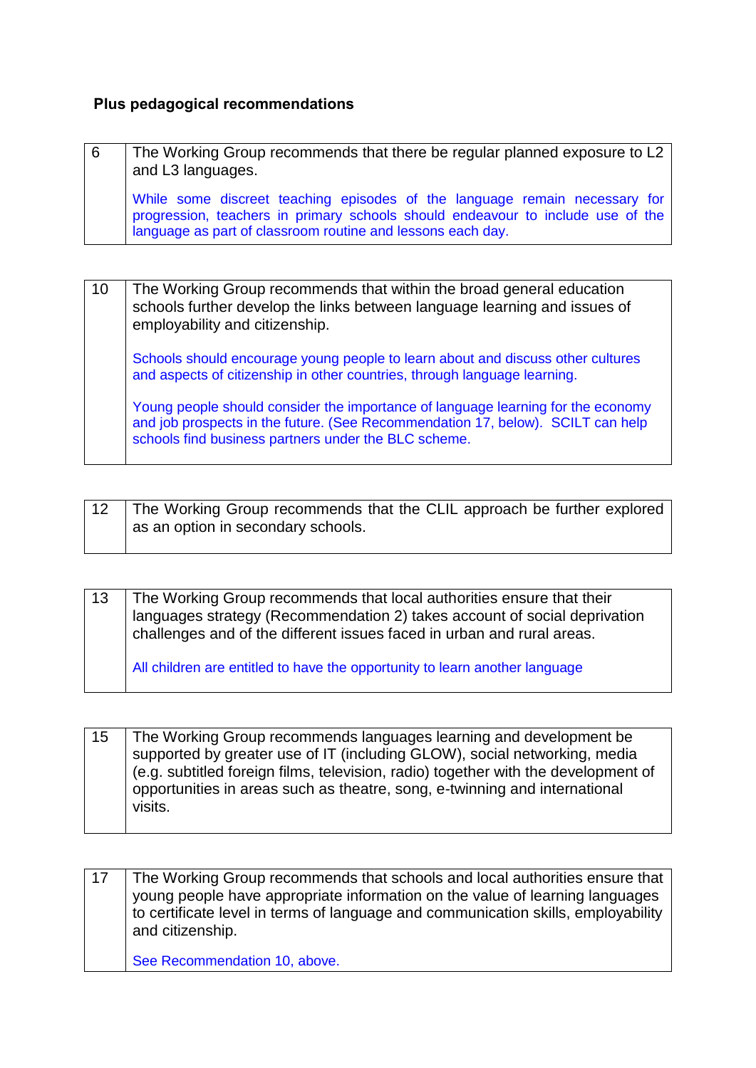**Plus pedagogical recommendations**

| 6 | The Working Group recommends that there be regular planned exposure to L2 and L3 languages.<br><br>While some discreet teaching episodes of the language remain necessary for progression, teachers in primary schools should endeavour to include use of the language as part of classroom routine and lessons each day. |
|---|---|

| 10 | The Working Group recommends that within the broad general education schools further develop the links between language learning and issues of employability and citizenship.<br><br>Schools should encourage young people to learn about and discuss other cultures and aspects of citizenship in other countries, through language learning.<br><br>Young people should consider the importance of language learning for the economy and job prospects in the future. (See Recommendation 17, below). SCILT can help schools find business partners under the BLC scheme. |
|---|---|

| 12 | The Working Group recommends that the CLIL approach be further explored as an option in secondary schools. |
|---|---|

| 13 | The Working Group recommends that local authorities ensure that their languages strategy (Recommendation 2) takes account of social deprivation challenges and of the different issues faced in urban and rural areas.<br><br>All children are entitled to have the opportunity to learn another language |
|---|---|

| 15 | The Working Group recommends languages learning and development be supported by greater use of IT (including GLOW), social networking, media (e.g. subtitled foreign films, television, radio) together with the development of opportunities in areas such as theatre, song, e-twinning and international visits. |
|---|---|

| 17 | The Working Group recommends that schools and local authorities ensure that young people have appropriate information on the value of learning languages to certificate level in terms of language and communication skills, employability and citizenship.<br><br>See Recommendation 10, above. |
|---|---|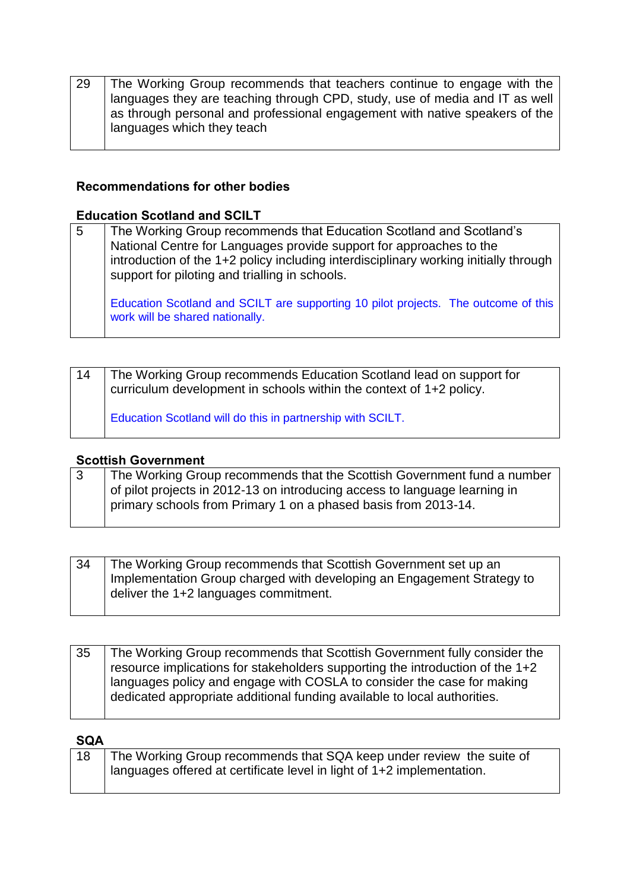| 29 | The Working Group recommends that teachers continue to engage with the languages they are teaching through CPD, study, use of media and IT as well as through personal and professional engagement with native speakers of the languages which they teach |
|---|---|

**Recommendations for other bodies**

**Education Scotland and SCILT**

| 5 | The Working Group recommends that Education Scotland and Scotland's National Centre for Languages provide support for approaches to the introduction of the 1+2 policy including interdisciplinary working initially through support for piloting and trialling in schools.<br><br>Education Scotland and SCILT are supporting 10 pilot projects. The outcome of this work will be shared nationally. |
|---|---|

| 14 | The Working Group recommends Education Scotland lead on support for curriculum development in schools within the context of 1+2 policy.<br><br>Education Scotland will do this in partnership with SCILT. |
|---|---|

**Scottish Government**

| 3 | The Working Group recommends that the Scottish Government fund a number of pilot projects in 2012-13 on introducing access to language learning in primary schools from Primary 1 on a phased basis from 2013-14. |
|---|---|

| 34 | The Working Group recommends that Scottish Government set up an Implementation Group charged with developing an Engagement Strategy to deliver the 1+2 languages commitment. |
|---|---|

| 35 | The Working Group recommends that Scottish Government fully consider the resource implications for stakeholders supporting the introduction of the 1+2 languages policy and engage with COSLA to consider the case for making dedicated appropriate additional funding available to local authorities. |
|---|---|

**SQA**

| 18 | The Working Group recommends that SQA keep under review the suite of languages offered at certificate level in light of 1+2 implementation. |
|---|---|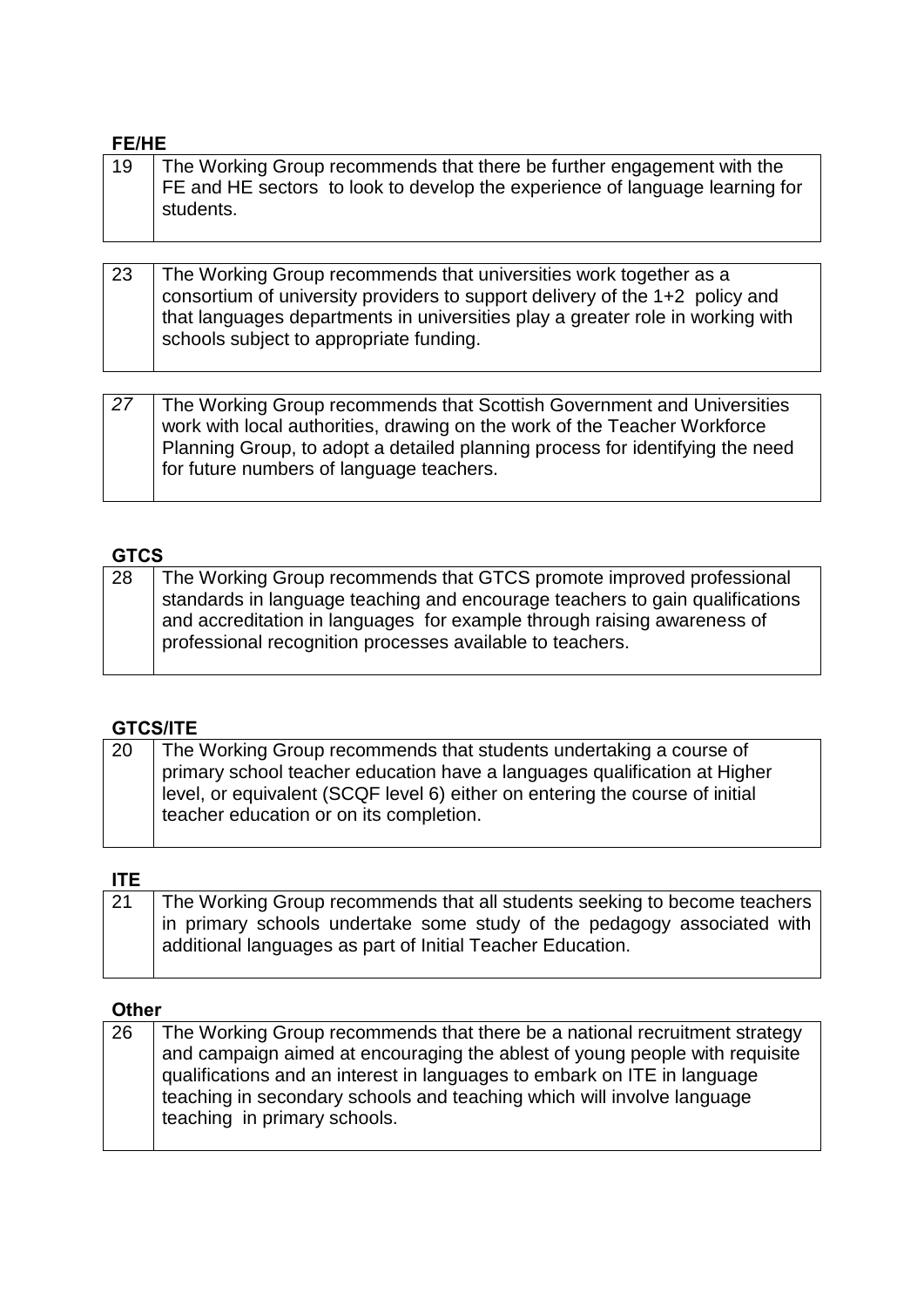**FE/HE**

| | |
|---|---|
| 19 | The Working Group recommends that there be further engagement with the FE and HE sectors to look to develop the experience of language learning for students. |

| | |
|---|---|
| 23 | The Working Group recommends that universities work together as a consortium of university providers to support delivery of the 1+2 policy and that languages departments in universities play a greater role in working with schools subject to appropriate funding. |

| | |
|---|---|
| *27* | The Working Group recommends that Scottish Government and Universities work with local authorities, drawing on the work of the Teacher Workforce Planning Group, to adopt a detailed planning process for identifying the need for future numbers of language teachers. |

**GTCS**

| | |
|---|---|
| 28 | The Working Group recommends that GTCS promote improved professional standards in language teaching and encourage teachers to gain qualifications and accreditation in languages for example through raising awareness of professional recognition processes available to teachers. |

**GTCS/ITE**

| | |
|---|---|
| 20 | The Working Group recommends that students undertaking a course of primary school teacher education have a languages qualification at Higher level, or equivalent (SCQF level 6) either on entering the course of initial teacher education or on its completion. |

**ITE**

| | |
|---|---|
| 21 | The Working Group recommends that all students seeking to become teachers in primary schools undertake some study of the pedagogy associated with additional languages as part of Initial Teacher Education. |

**Other**

| | |
|---|---|
| 26 | The Working Group recommends that there be a national recruitment strategy and campaign aimed at encouraging the ablest of young people with requisite qualifications and an interest in languages to embark on ITE in language teaching in secondary schools and teaching which will involve language teaching in primary schools. |